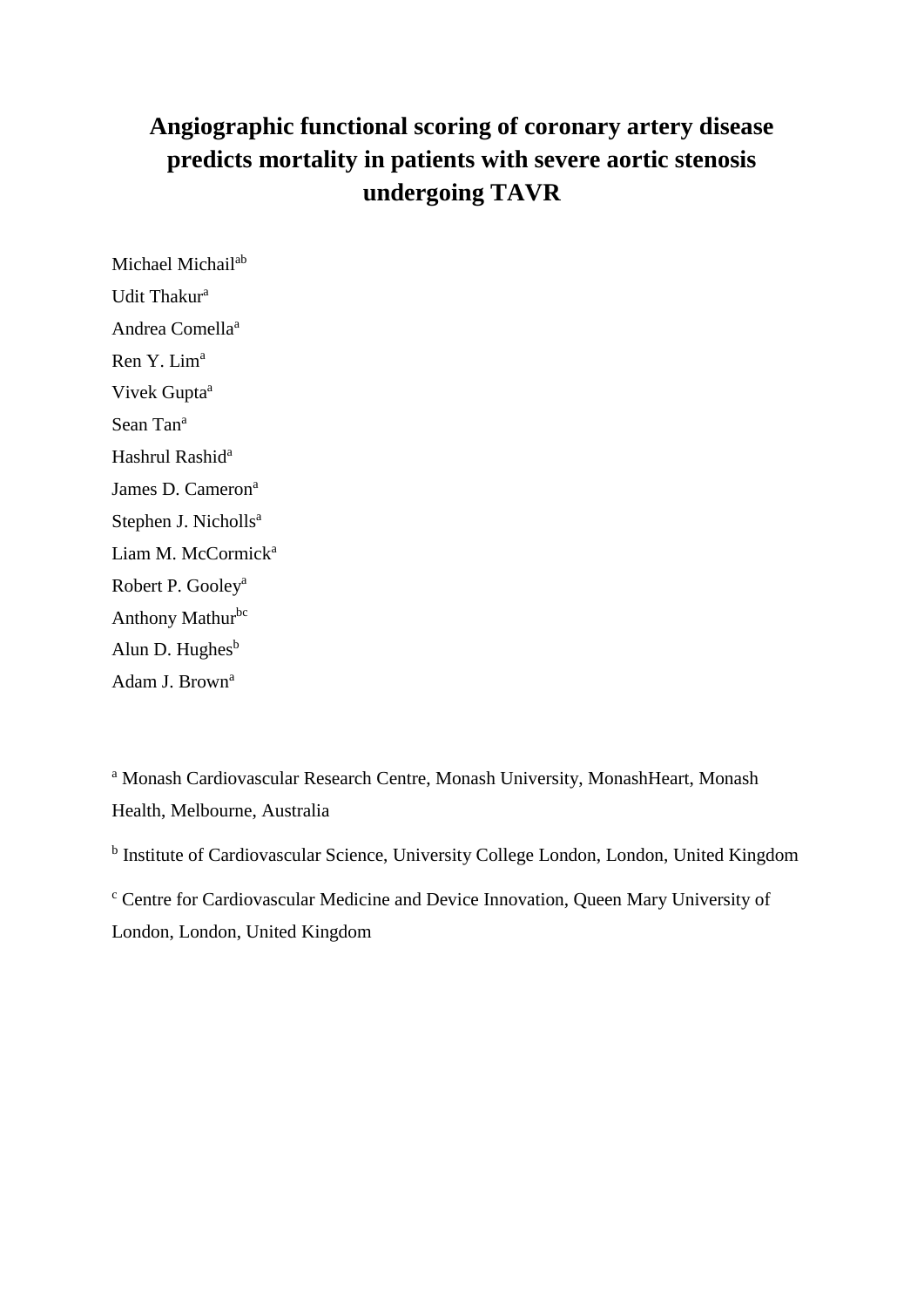# Angiographic functional scoring of coronary artery disease predicts mortality in patients with severe aortic stenosis undergoing TAVR

Michael Michail[ab]

Udit Thakur[a]

Andrea Comella[a]

Ren Y. Lim[a]

Vivek Gupta[a]

Sean Tan[a]

Hashrul Rashid[a]

James D. Cameron[a]

Stephen J. Nicholls[a]

Liam M. McCormick[a]

Robert P. Gooley[a]

Anthony Mathur[bc]

Alun D. Hughes[b]

Adam J. Brown[a]

[a] Monash Cardiovascular Research Centre, Monash University, MonashHeart, Monash Health, Melbourne, Australia

[b] Institute of Cardiovascular Science, University College London, London, United Kingdom

[c] Centre for Cardiovascular Medicine and Device Innovation, Queen Mary University of London, London, United Kingdom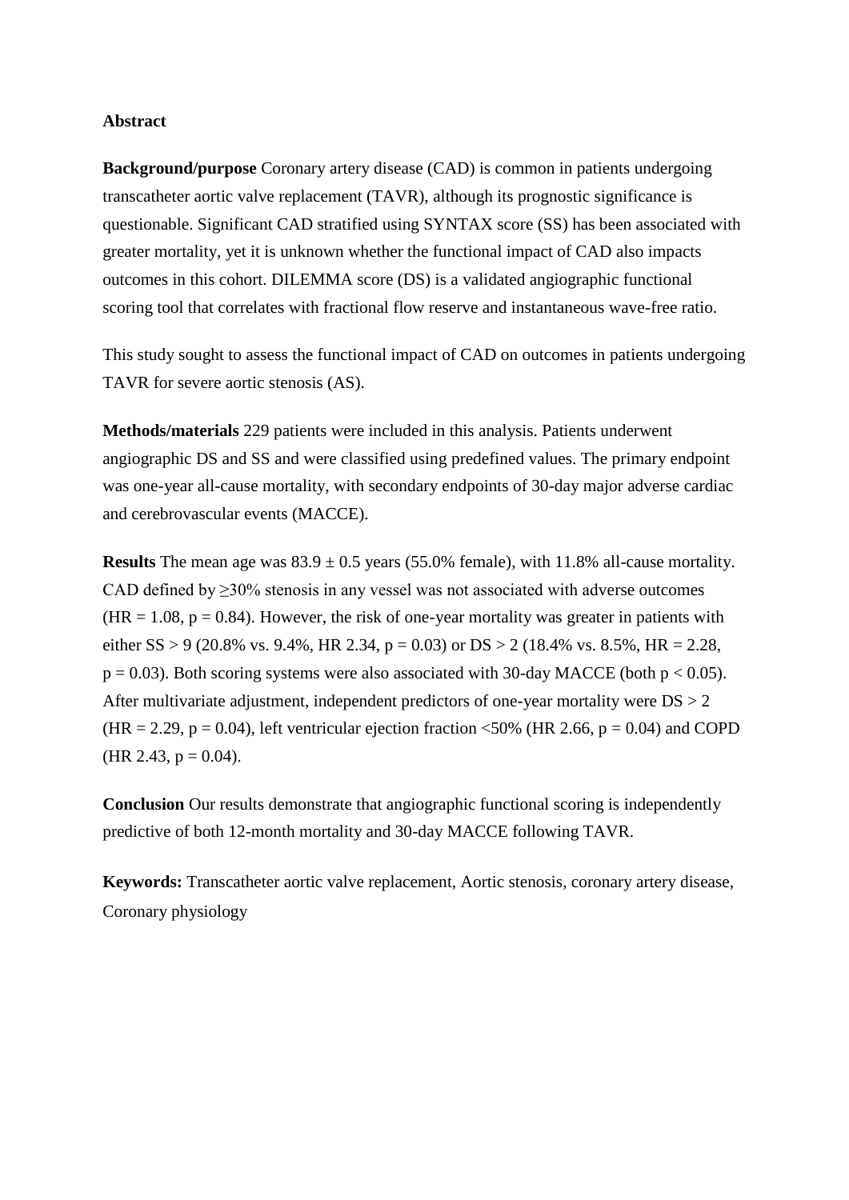## Abstract

**Background/purpose** Coronary artery disease (CAD) is common in patients undergoing transcatheter aortic valve replacement (TAVR), although its prognostic significance is questionable. Significant CAD stratified using SYNTAX score (SS) has been associated with greater mortality, yet it is unknown whether the functional impact of CAD also impacts outcomes in this cohort. DILEMMA score (DS) is a validated angiographic functional scoring tool that correlates with fractional flow reserve and instantaneous wave-free ratio.

This study sought to assess the functional impact of CAD on outcomes in patients undergoing TAVR for severe aortic stenosis (AS).

**Methods/materials** 229 patients were included in this analysis. Patients underwent angiographic DS and SS and were classified using predefined values. The primary endpoint was one-year all-cause mortality, with secondary endpoints of 30-day major adverse cardiac and cerebrovascular events (MACCE).

**Results** The mean age was $83.9 \pm 0.5$ years (55.0% female), with 11.8% all-cause mortality. CAD defined by ≥30% stenosis in any vessel was not associated with adverse outcomes ($HR = 1.08$, $p = 0.84$). However, the risk of one-year mortality was greater in patients with either $SS > 9$ (20.8% vs. 9.4%, HR 2.34, $p = 0.03$) or $DS > 2$ (18.4% vs. 8.5%, $HR = 2.28$, $p = 0.03$). Both scoring systems were also associated with 30-day MACCE (both $p < 0.05$). After multivariate adjustment, independent predictors of one-year mortality were $DS > 2$ ($HR = 2.29$, $p = 0.04$), left ventricular ejection fraction <50% (HR 2.66, $p = 0.04$) and COPD (HR 2.43, $p = 0.04$).

**Conclusion** Our results demonstrate that angiographic functional scoring is independently predictive of both 12-month mortality and 30-day MACCE following TAVR.

**Keywords:** Transcatheter aortic valve replacement, Aortic stenosis, coronary artery disease, Coronary physiology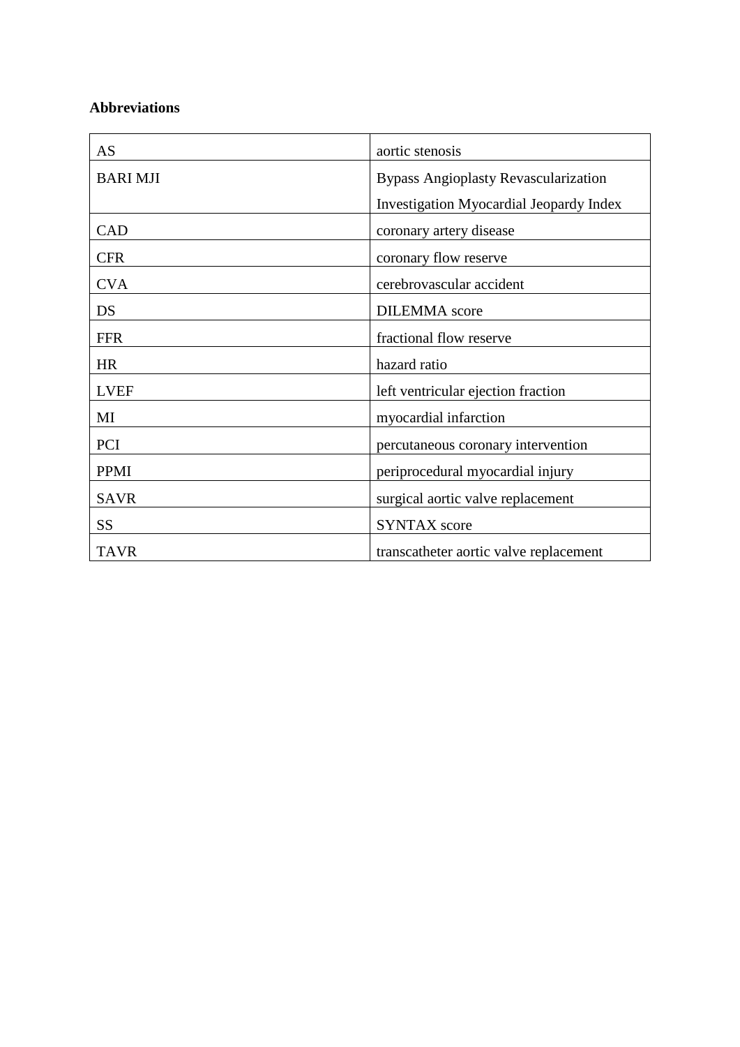**Abbreviations**

| | |
|---|---|
| AS | aortic stenosis |
| BARI MJI | Bypass Angioplasty Revascularization Investigation Myocardial Jeopardy Index |
| CAD | coronary artery disease |
| CFR | coronary flow reserve |
| CVA | cerebrovascular accident |
| DS | DILEMMA score |
| FFR | fractional flow reserve |
| HR | hazard ratio |
| LVEF | left ventricular ejection fraction |
| MI | myocardial infarction |
| PCI | percutaneous coronary intervention |
| PPMI | periprocedural myocardial injury |
| SAVR | surgical aortic valve replacement |
| SS | SYNTAX score |
| TAVR | transcatheter aortic valve replacement |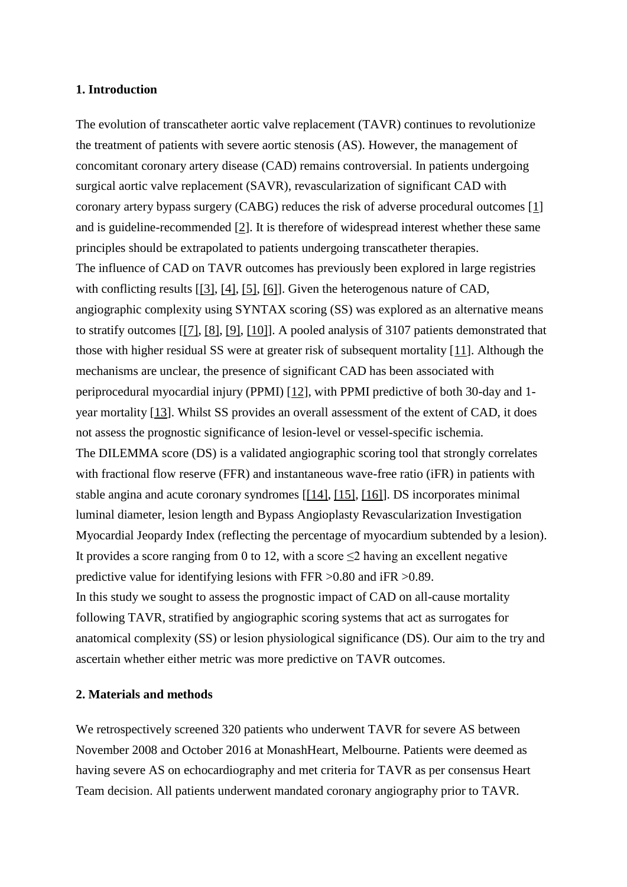## 1. Introduction

The evolution of transcatheter aortic valve replacement (TAVR) continues to revolutionize the treatment of patients with severe aortic stenosis (AS). However, the management of concomitant coronary artery disease (CAD) remains controversial. In patients undergoing surgical aortic valve replacement (SAVR), revascularization of significant CAD with coronary artery bypass surgery (CABG) reduces the risk of adverse procedural outcomes [1] and is guideline-recommended [2]. It is therefore of widespread interest whether these same principles should be extrapolated to patients undergoing transcatheter therapies.

The influence of CAD on TAVR outcomes has previously been explored in large registries with conflicting results [[3], [4], [5], [6]]. Given the heterogenous nature of CAD, angiographic complexity using SYNTAX scoring (SS) was explored as an alternative means to stratify outcomes [[7], [8], [9], [10]]. A pooled analysis of 3107 patients demonstrated that those with higher residual SS were at greater risk of subsequent mortality [11]. Although the mechanisms are unclear, the presence of significant CAD has been associated with periprocedural myocardial injury (PPMI) [12], with PPMI predictive of both 30-day and 1-year mortality [13]. Whilst SS provides an overall assessment of the extent of CAD, it does not assess the prognostic significance of lesion-level or vessel-specific ischemia.

The DILEMMA score (DS) is a validated angiographic scoring tool that strongly correlates with fractional flow reserve (FFR) and instantaneous wave-free ratio (iFR) in patients with stable angina and acute coronary syndromes [[14], [15], [16]]. DS incorporates minimal luminal diameter, lesion length and Bypass Angioplasty Revascularization Investigation Myocardial Jeopardy Index (reflecting the percentage of myocardium subtended by a lesion). It provides a score ranging from 0 to 12, with a score ≤2 having an excellent negative predictive value for identifying lesions with FFR >0.80 and iFR >0.89.

In this study we sought to assess the prognostic impact of CAD on all-cause mortality following TAVR, stratified by angiographic scoring systems that act as surrogates for anatomical complexity (SS) or lesion physiological significance (DS). Our aim to the try and ascertain whether either metric was more predictive on TAVR outcomes.

## 2. Materials and methods

We retrospectively screened 320 patients who underwent TAVR for severe AS between November 2008 and October 2016 at MonashHeart, Melbourne. Patients were deemed as having severe AS on echocardiography and met criteria for TAVR as per consensus Heart Team decision. All patients underwent mandated coronary angiography prior to TAVR.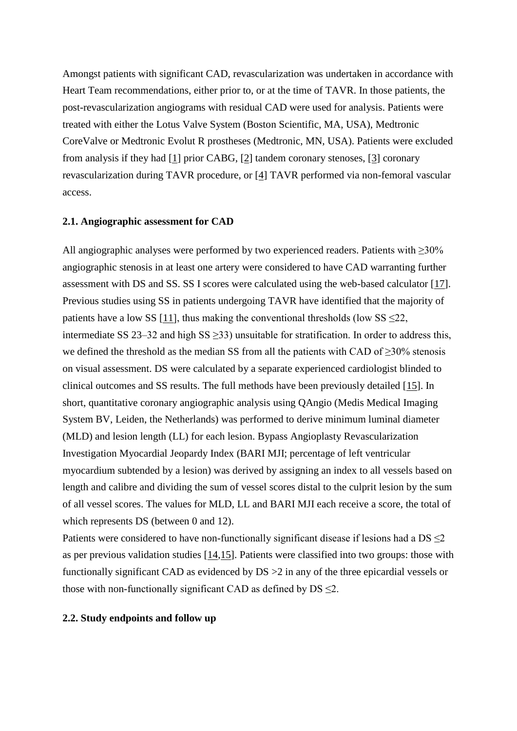Amongst patients with significant CAD, revascularization was undertaken in accordance with Heart Team recommendations, either prior to, or at the time of TAVR. In those patients, the post-revascularization angiograms with residual CAD were used for analysis. Patients were treated with either the Lotus Valve System (Boston Scientific, MA, USA), Medtronic CoreValve or Medtronic Evolut R prostheses (Medtronic, MN, USA). Patients were excluded from analysis if they had [1] prior CABG, [2] tandem coronary stenoses, [3] coronary revascularization during TAVR procedure, or [4] TAVR performed via non-femoral vascular access.

### 2.1. Angiographic assessment for CAD

All angiographic analyses were performed by two experienced readers. Patients with ≥30% angiographic stenosis in at least one artery were considered to have CAD warranting further assessment with DS and SS. SS I scores were calculated using the web-based calculator [17]. Previous studies using SS in patients undergoing TAVR have identified that the majority of patients have a low SS [11], thus making the conventional thresholds (low SS ≤22, intermediate SS 23–32 and high SS ≥33) unsuitable for stratification. In order to address this, we defined the threshold as the median SS from all the patients with CAD of ≥30% stenosis on visual assessment. DS were calculated by a separate experienced cardiologist blinded to clinical outcomes and SS results. The full methods have been previously detailed [15]. In short, quantitative coronary angiographic analysis using QAngio (Medis Medical Imaging System BV, Leiden, the Netherlands) was performed to derive minimum luminal diameter (MLD) and lesion length (LL) for each lesion. Bypass Angioplasty Revascularization Investigation Myocardial Jeopardy Index (BARI MJI; percentage of left ventricular myocardium subtended by a lesion) was derived by assigning an index to all vessels based on length and calibre and dividing the sum of vessel scores distal to the culprit lesion by the sum of all vessel scores. The values for MLD, LL and BARI MJI each receive a score, the total of which represents DS (between 0 and 12).

Patients were considered to have non-functionally significant disease if lesions had a DS ≤2 as per previous validation studies [14,15]. Patients were classified into two groups: those with functionally significant CAD as evidenced by DS >2 in any of the three epicardial vessels or those with non-functionally significant CAD as defined by DS ≤2.

### 2.2. Study endpoints and follow up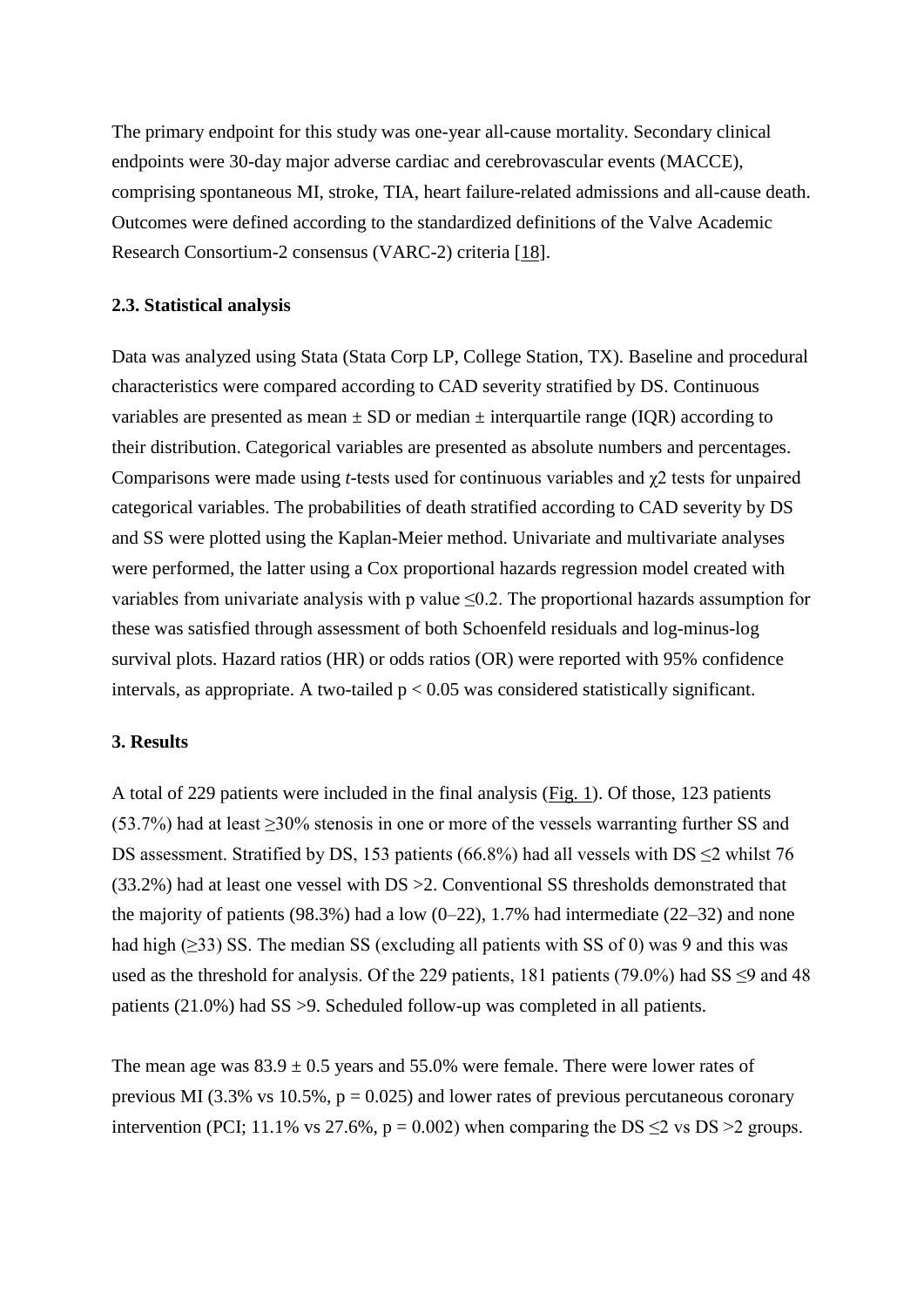The primary endpoint for this study was one-year all-cause mortality. Secondary clinical endpoints were 30-day major adverse cardiac and cerebrovascular events (MACCE), comprising spontaneous MI, stroke, TIA, heart failure-related admissions and all-cause death. Outcomes were defined according to the standardized definitions of the Valve Academic Research Consortium-2 consensus (VARC-2) criteria [18].

### 2.3. Statistical analysis

Data was analyzed using Stata (Stata Corp LP, College Station, TX). Baseline and procedural characteristics were compared according to CAD severity stratified by DS. Continuous variables are presented as mean ± SD or median ± interquartile range (IQR) according to their distribution. Categorical variables are presented as absolute numbers and percentages. Comparisons were made using *t*-tests used for continuous variables and $\chi 2$ tests for unpaired categorical variables. The probabilities of death stratified according to CAD severity by DS and SS were plotted using the Kaplan-Meier method. Univariate and multivariate analyses were performed, the latter using a Cox proportional hazards regression model created with variables from univariate analysis with p value $\leq 0.2$. The proportional hazards assumption for these was satisfied through assessment of both Schoenfeld residuals and log-minus-log survival plots. Hazard ratios (HR) or odds ratios (OR) were reported with 95% confidence intervals, as appropriate. A two-tailed $p < 0.05$ was considered statistically significant.

### 3. Results

A total of 229 patients were included in the final analysis (Fig. 1). Of those, 123 patients (53.7%) had at least ≥30% stenosis in one or more of the vessels warranting further SS and DS assessment. Stratified by DS, 153 patients (66.8%) had all vessels with DS ≤2 whilst 76 (33.2%) had at least one vessel with DS >2. Conventional SS thresholds demonstrated that the majority of patients (98.3%) had a low (0–22), 1.7% had intermediate (22–32) and none had high (≥33) SS. The median SS (excluding all patients with SS of 0) was 9 and this was used as the threshold for analysis. Of the 229 patients, 181 patients (79.0%) had SS ≤9 and 48 patients (21.0%) had SS >9. Scheduled follow-up was completed in all patients.

The mean age was 83.9 ± 0.5 years and 55.0% were female. There were lower rates of previous MI (3.3% vs 10.5%, $p = 0.025$) and lower rates of previous percutaneous coronary intervention (PCI; 11.1% vs 27.6%, $p = 0.002$) when comparing the DS ≤2 vs DS >2 groups.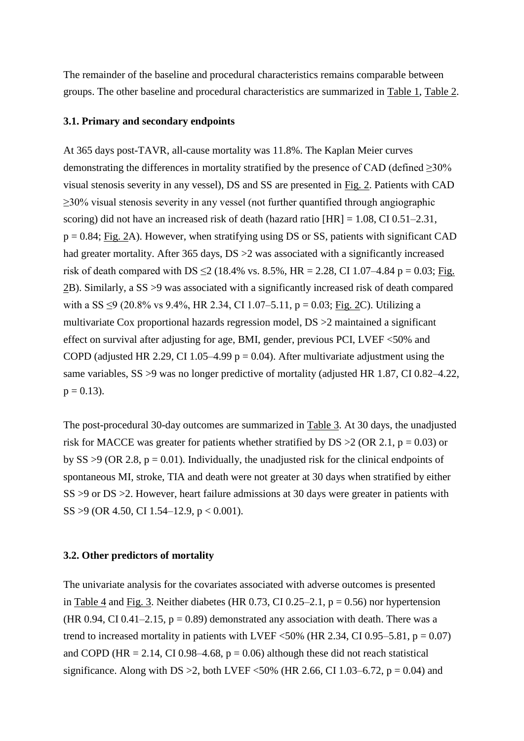The remainder of the baseline and procedural characteristics remains comparable between groups. The other baseline and procedural characteristics are summarized in Table 1, Table 2.

### 3.1. Primary and secondary endpoints

At 365 days post-TAVR, all-cause mortality was 11.8%. The Kaplan Meier curves demonstrating the differences in mortality stratified by the presence of CAD (defined ≥30% visual stenosis severity in any vessel), DS and SS are presented in Fig. 2. Patients with CAD ≥30% visual stenosis severity in any vessel (not further quantified through angiographic scoring) did not have an increased risk of death (hazard ratio [HR] = 1.08, CI 0.51–2.31, $p = 0.84$; Fig. 2A). However, when stratifying using DS or SS, patients with significant CAD had greater mortality. After 365 days, DS >2 was associated with a significantly increased risk of death compared with DS ≤2 (18.4% vs. 8.5%, HR = 2.28, CI 1.07–4.84 $p = 0.03$; Fig. 2B). Similarly, a SS >9 was associated with a significantly increased risk of death compared with a SS ≤9 (20.8% vs 9.4%, HR 2.34, CI 1.07–5.11, $p = 0.03$; Fig. 2C). Utilizing a multivariate Cox proportional hazards regression model, DS >2 maintained a significant effect on survival after adjusting for age, BMI, gender, previous PCI, LVEF <50% and COPD (adjusted HR 2.29, CI 1.05–4.99 $p = 0.04$). After multivariate adjustment using the same variables, SS >9 was no longer predictive of mortality (adjusted HR 1.87, CI 0.82–4.22, $p = 0.13$).

The post-procedural 30-day outcomes are summarized in Table 3. At 30 days, the unadjusted risk for MACCE was greater for patients whether stratified by DS >2 (OR 2.1, $p = 0.03$) or by SS >9 (OR 2.8, $p = 0.01$). Individually, the unadjusted risk for the clinical endpoints of spontaneous MI, stroke, TIA and death were not greater at 30 days when stratified by either SS >9 or DS >2. However, heart failure admissions at 30 days were greater in patients with SS >9 (OR 4.50, CI 1.54–12.9, $p < 0.001$).

### 3.2. Other predictors of mortality

The univariate analysis for the covariates associated with adverse outcomes is presented in Table 4 and Fig. 3. Neither diabetes (HR 0.73, CI 0.25–2.1, $p = 0.56$) nor hypertension (HR 0.94, CI 0.41–2.15, $p = 0.89$) demonstrated any association with death. There was a trend to increased mortality in patients with LVEF <50% (HR 2.34, CI 0.95–5.81, $p = 0.07$) and COPD (HR = 2.14, CI 0.98–4.68, $p = 0.06$) although these did not reach statistical significance. Along with DS >2, both LVEF <50% (HR 2.66, CI 1.03–6.72, $p = 0.04$) and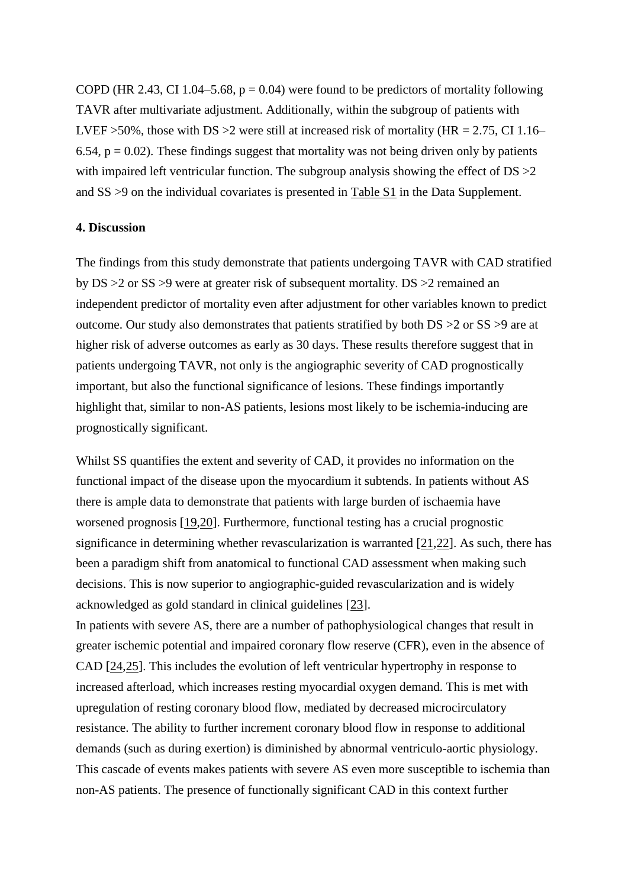COPD (HR 2.43, CI 1.04–5.68, $p = 0.04$) were found to be predictors of mortality following TAVR after multivariate adjustment. Additionally, within the subgroup of patients with LVEF >50%, those with DS >2 were still at increased risk of mortality (HR = 2.75, CI 1.16–6.54, $p = 0.02$). These findings suggest that mortality was not being driven only by patients with impaired left ventricular function. The subgroup analysis showing the effect of DS >2 and SS >9 on the individual covariates is presented in Table S1 in the Data Supplement.

## 4. Discussion

The findings from this study demonstrate that patients undergoing TAVR with CAD stratified by DS >2 or SS >9 were at greater risk of subsequent mortality. DS >2 remained an independent predictor of mortality even after adjustment for other variables known to predict outcome. Our study also demonstrates that patients stratified by both DS >2 or SS >9 are at higher risk of adverse outcomes as early as 30 days. These results therefore suggest that in patients undergoing TAVR, not only is the angiographic severity of CAD prognostically important, but also the functional significance of lesions. These findings importantly highlight that, similar to non-AS patients, lesions most likely to be ischemia-inducing are prognostically significant.

Whilst SS quantifies the extent and severity of CAD, it provides no information on the functional impact of the disease upon the myocardium it subtends. In patients without AS there is ample data to demonstrate that patients with large burden of ischaemia have worsened prognosis [19,20]. Furthermore, functional testing has a crucial prognostic significance in determining whether revascularization is warranted [21,22]. As such, there has been a paradigm shift from anatomical to functional CAD assessment when making such decisions. This is now superior to angiographic-guided revascularization and is widely acknowledged as gold standard in clinical guidelines [23].

In patients with severe AS, there are a number of pathophysiological changes that result in greater ischemic potential and impaired coronary flow reserve (CFR), even in the absence of CAD [24,25]. This includes the evolution of left ventricular hypertrophy in response to increased afterload, which increases resting myocardial oxygen demand. This is met with upregulation of resting coronary blood flow, mediated by decreased microcirculatory resistance. The ability to further increment coronary blood flow in response to additional demands (such as during exertion) is diminished by abnormal ventriculo-aortic physiology. This cascade of events makes patients with severe AS even more susceptible to ischemia than non-AS patients. The presence of functionally significant CAD in this context further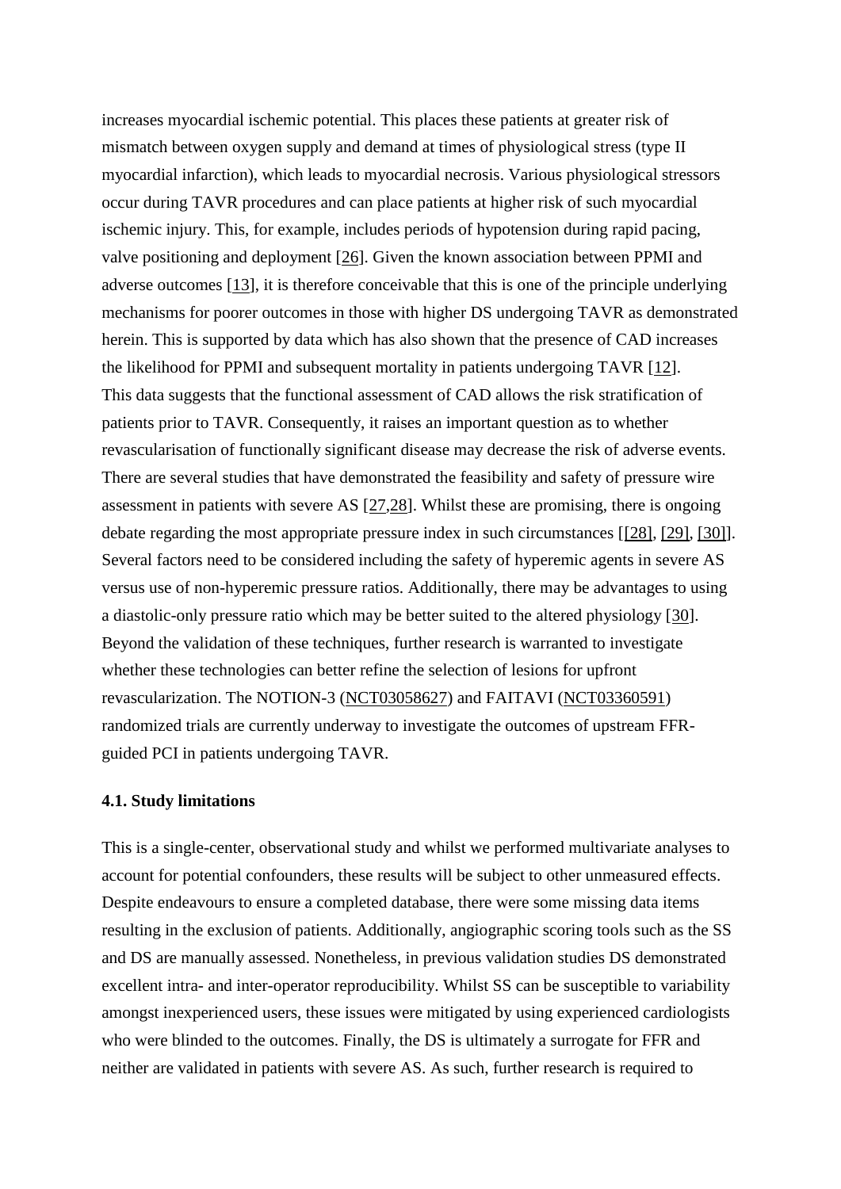increases myocardial ischemic potential. This places these patients at greater risk of mismatch between oxygen supply and demand at times of physiological stress (type II myocardial infarction), which leads to myocardial necrosis. Various physiological stressors occur during TAVR procedures and can place patients at higher risk of such myocardial ischemic injury. This, for example, includes periods of hypotension during rapid pacing, valve positioning and deployment [26]. Given the known association between PPMI and adverse outcomes [13], it is therefore conceivable that this is one of the principle underlying mechanisms for poorer outcomes in those with higher DS undergoing TAVR as demonstrated herein. This is supported by data which has also shown that the presence of CAD increases the likelihood for PPMI and subsequent mortality in patients undergoing TAVR [12]. This data suggests that the functional assessment of CAD allows the risk stratification of patients prior to TAVR. Consequently, it raises an important question as to whether revascularisation of functionally significant disease may decrease the risk of adverse events. There are several studies that have demonstrated the feasibility and safety of pressure wire assessment in patients with severe AS [27,28]. Whilst these are promising, there is ongoing debate regarding the most appropriate pressure index in such circumstances [[28], [29], [30]]. Several factors need to be considered including the safety of hyperemic agents in severe AS versus use of non-hyperemic pressure ratios. Additionally, there may be advantages to using a diastolic-only pressure ratio which may be better suited to the altered physiology [30]. Beyond the validation of these techniques, further research is warranted to investigate whether these technologies can better refine the selection of lesions for upfront revascularization. The NOTION-3 (NCT03058627) and FAITAVI (NCT03360591) randomized trials are currently underway to investigate the outcomes of upstream FFR-guided PCI in patients undergoing TAVR.

### 4.1. Study limitations

This is a single-center, observational study and whilst we performed multivariate analyses to account for potential confounders, these results will be subject to other unmeasured effects. Despite endeavours to ensure a completed database, there were some missing data items resulting in the exclusion of patients. Additionally, angiographic scoring tools such as the SS and DS are manually assessed. Nonetheless, in previous validation studies DS demonstrated excellent intra- and inter-operator reproducibility. Whilst SS can be susceptible to variability amongst inexperienced users, these issues were mitigated by using experienced cardiologists who were blinded to the outcomes. Finally, the DS is ultimately a surrogate for FFR and neither are validated in patients with severe AS. As such, further research is required to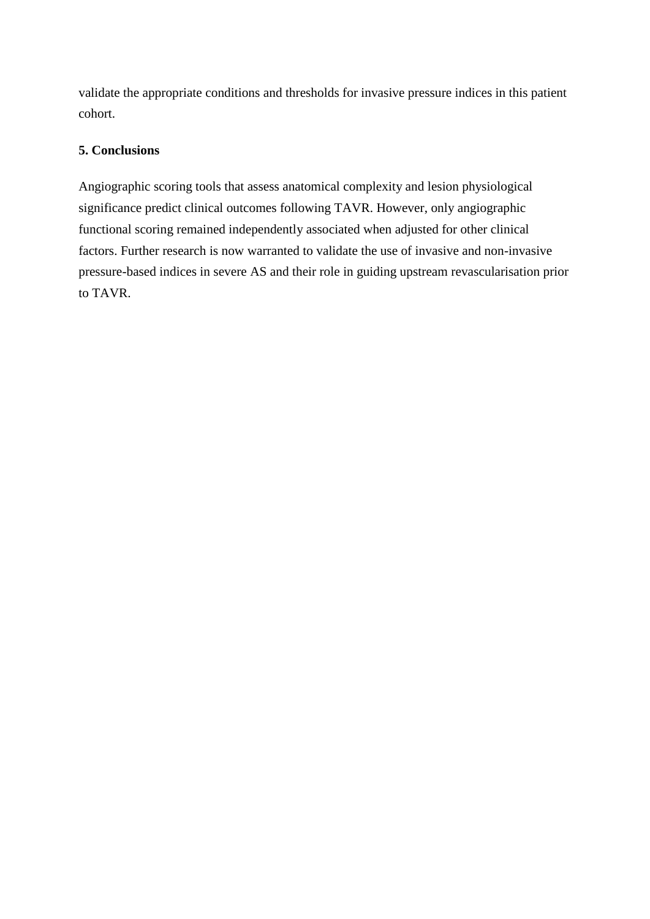validate the appropriate conditions and thresholds for invasive pressure indices in this patient cohort.

**5. Conclusions**

Angiographic scoring tools that assess anatomical complexity and lesion physiological significance predict clinical outcomes following TAVR. However, only angiographic functional scoring remained independently associated when adjusted for other clinical factors. Further research is now warranted to validate the use of invasive and non-invasive pressure-based indices in severe AS and their role in guiding upstream revascularisation prior to TAVR.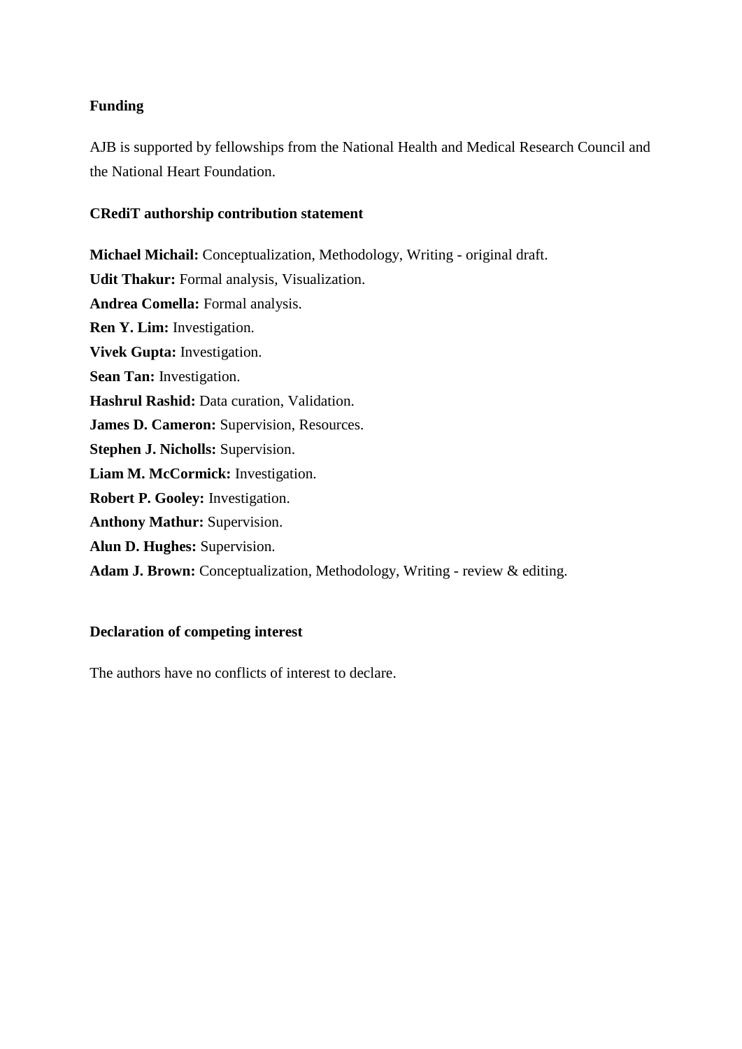**Funding**

AJB is supported by fellowships from the National Health and Medical Research Council and the National Heart Foundation.

**CRediT authorship contribution statement**

**Michael Michail:** Conceptualization, Methodology, Writing - original draft.
**Udit Thakur:** Formal analysis, Visualization.
**Andrea Comella:** Formal analysis.
**Ren Y. Lim:** Investigation.
**Vivek Gupta:** Investigation.
**Sean Tan:** Investigation.
**Hashrul Rashid:** Data curation, Validation.
**James D. Cameron:** Supervision, Resources.
**Stephen J. Nicholls:** Supervision.
**Liam M. McCormick:** Investigation.
**Robert P. Gooley:** Investigation.
**Anthony Mathur:** Supervision.
**Alun D. Hughes:** Supervision.
**Adam J. Brown:** Conceptualization, Methodology, Writing - review & editing.

**Declaration of competing interest**

The authors have no conflicts of interest to declare.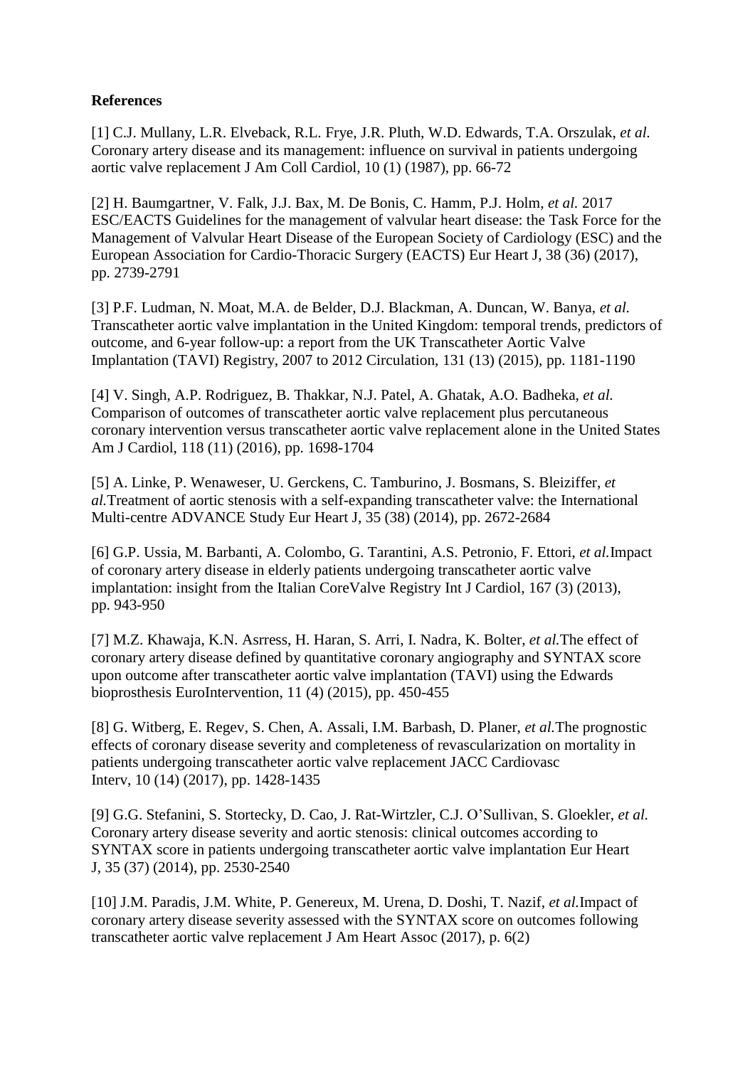**References**

[1] C.J. Mullany, L.R. Elveback, R.L. Frye, J.R. Pluth, W.D. Edwards, T.A. Orszulak, *et al.* Coronary artery disease and its management: influence on survival in patients undergoing aortic valve replacement J Am Coll Cardiol, 10 (1) (1987), pp. 66-72

[2] H. Baumgartner, V. Falk, J.J. Bax, M. De Bonis, C. Hamm, P.J. Holm, *et al.* 2017 ESC/EACTS Guidelines for the management of valvular heart disease: the Task Force for the Management of Valvular Heart Disease of the European Society of Cardiology (ESC) and the European Association for Cardio-Thoracic Surgery (EACTS) Eur Heart J, 38 (36) (2017), pp. 2739-2791

[3] P.F. Ludman, N. Moat, M.A. de Belder, D.J. Blackman, A. Duncan, W. Banya, *et al.* Transcatheter aortic valve implantation in the United Kingdom: temporal trends, predictors of outcome, and 6-year follow-up: a report from the UK Transcatheter Aortic Valve Implantation (TAVI) Registry, 2007 to 2012 Circulation, 131 (13) (2015), pp. 1181-1190

[4] V. Singh, A.P. Rodriguez, B. Thakkar, N.J. Patel, A. Ghatak, A.O. Badheka, *et al.* Comparison of outcomes of transcatheter aortic valve replacement plus percutaneous coronary intervention versus transcatheter aortic valve replacement alone in the United States Am J Cardiol, 118 (11) (2016), pp. 1698-1704

[5] A. Linke, P. Wenaweser, U. Gerckens, C. Tamburino, J. Bosmans, S. Bleiziffer, *et al.*Treatment of aortic stenosis with a self-expanding transcatheter valve: the International Multi-centre ADVANCE Study Eur Heart J, 35 (38) (2014), pp. 2672-2684

[6] G.P. Ussia, M. Barbanti, A. Colombo, G. Tarantini, A.S. Petronio, F. Ettori, *et al.*Impact of coronary artery disease in elderly patients undergoing transcatheter aortic valve implantation: insight from the Italian CoreValve Registry Int J Cardiol, 167 (3) (2013), pp. 943-950

[7] M.Z. Khawaja, K.N. Asrress, H. Haran, S. Arri, I. Nadra, K. Bolter, *et al.*The effect of coronary artery disease defined by quantitative coronary angiography and SYNTAX score upon outcome after transcatheter aortic valve implantation (TAVI) using the Edwards bioprosthesis EuroIntervention, 11 (4) (2015), pp. 450-455

[8] G. Witberg, E. Regev, S. Chen, A. Assali, I.M. Barbash, D. Planer, *et al.*The prognostic effects of coronary disease severity and completeness of revascularization on mortality in patients undergoing transcatheter aortic valve replacement JACC Cardiovasc Interv, 10 (14) (2017), pp. 1428-1435

[9] G.G. Stefanini, S. Stortecky, D. Cao, J. Rat-Wirtzler, C.J. O'Sullivan, S. Gloekler, *et al.* Coronary artery disease severity and aortic stenosis: clinical outcomes according to SYNTAX score in patients undergoing transcatheter aortic valve implantation Eur Heart J, 35 (37) (2014), pp. 2530-2540

[10] J.M. Paradis, J.M. White, P. Genereux, M. Urena, D. Doshi, T. Nazif, *et al.*Impact of coronary artery disease severity assessed with the SYNTAX score on outcomes following transcatheter aortic valve replacement J Am Heart Assoc (2017), p. 6(2)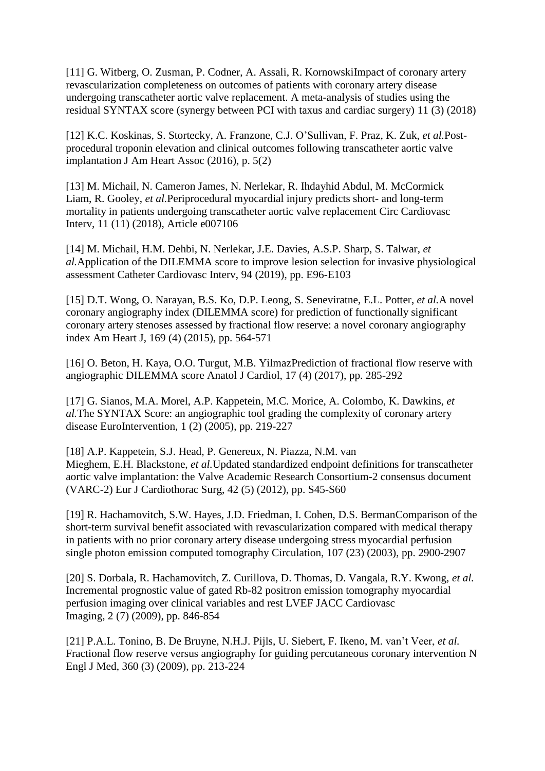[11] G. Witberg, O. Zusman, P. Codner, A. Assali, R. KornowskiImpact of coronary artery revascularization completeness on outcomes of patients with coronary artery disease undergoing transcatheter aortic valve replacement. A meta-analysis of studies using the residual SYNTAX score (synergy between PCI with taxus and cardiac surgery) 11 (3) (2018)

[12] K.C. Koskinas, S. Stortecky, A. Franzone, C.J. O'Sullivan, F. Praz, K. Zuk, *et al.*Post-procedural troponin elevation and clinical outcomes following transcatheter aortic valve implantation J Am Heart Assoc (2016), p. 5(2)

[13] M. Michail, N. Cameron James, N. Nerlekar, R. Ihdayhid Abdul, M. McCormick Liam, R. Gooley, *et al.*Periprocedural myocardial injury predicts short- and long-term mortality in patients undergoing transcatheter aortic valve replacement Circ Cardiovasc Interv, 11 (11) (2018), Article e007106

[14] M. Michail, H.M. Dehbi, N. Nerlekar, J.E. Davies, A.S.P. Sharp, S. Talwar, *et al.*Application of the DILEMMA score to improve lesion selection for invasive physiological assessment Catheter Cardiovasc Interv, 94 (2019), pp. E96-E103

[15] D.T. Wong, O. Narayan, B.S. Ko, D.P. Leong, S. Seneviratne, E.L. Potter, *et al.*A novel coronary angiography index (DILEMMA score) for prediction of functionally significant coronary artery stenoses assessed by fractional flow reserve: a novel coronary angiography index Am Heart J, 169 (4) (2015), pp. 564-571

[16] O. Beton, H. Kaya, O.O. Turgut, M.B. YilmazPrediction of fractional flow reserve with angiographic DILEMMA score Anatol J Cardiol, 17 (4) (2017), pp. 285-292

[17] G. Sianos, M.A. Morel, A.P. Kappetein, M.C. Morice, A. Colombo, K. Dawkins, *et al.*The SYNTAX Score: an angiographic tool grading the complexity of coronary artery disease EuroIntervention, 1 (2) (2005), pp. 219-227

[18] A.P. Kappetein, S.J. Head, P. Genereux, N. Piazza, N.M. van Mieghem, E.H. Blackstone, *et al.*Updated standardized endpoint definitions for transcatheter aortic valve implantation: the Valve Academic Research Consortium-2 consensus document (VARC-2) Eur J Cardiothorac Surg, 42 (5) (2012), pp. S45-S60

[19] R. Hachamovitch, S.W. Hayes, J.D. Friedman, I. Cohen, D.S. BermanComparison of the short-term survival benefit associated with revascularization compared with medical therapy in patients with no prior coronary artery disease undergoing stress myocardial perfusion single photon emission computed tomography Circulation, 107 (23) (2003), pp. 2900-2907

[20] S. Dorbala, R. Hachamovitch, Z. Curillova, D. Thomas, D. Vangala, R.Y. Kwong, *et al.* Incremental prognostic value of gated Rb-82 positron emission tomography myocardial perfusion imaging over clinical variables and rest LVEF JACC Cardiovasc Imaging, 2 (7) (2009), pp. 846-854

[21] P.A.L. Tonino, B. De Bruyne, N.H.J. Pijls, U. Siebert, F. Ikeno, M. van't Veer, *et al.* Fractional flow reserve versus angiography for guiding percutaneous coronary intervention N Engl J Med, 360 (3) (2009), pp. 213-224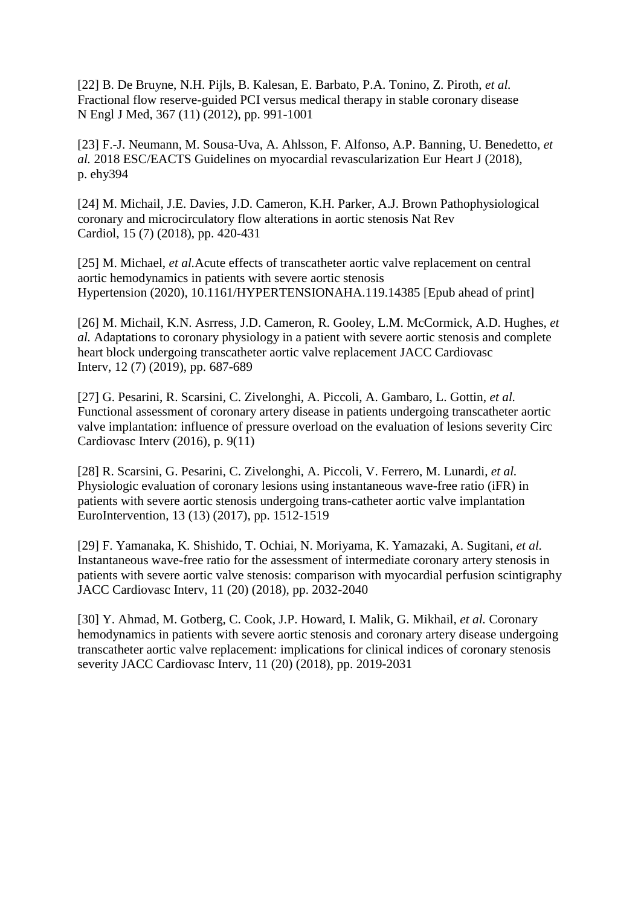[22] B. De Bruyne, N.H. Pijls, B. Kalesan, E. Barbato, P.A. Tonino, Z. Piroth, *et al.* Fractional flow reserve-guided PCI versus medical therapy in stable coronary disease N Engl J Med, 367 (11) (2012), pp. 991-1001

[23] F.-J. Neumann, M. Sousa-Uva, A. Ahlsson, F. Alfonso, A.P. Banning, U. Benedetto, *et al.* 2018 ESC/EACTS Guidelines on myocardial revascularization Eur Heart J (2018), p. ehy394

[24] M. Michail, J.E. Davies, J.D. Cameron, K.H. Parker, A.J. Brown Pathophysiological coronary and microcirculatory flow alterations in aortic stenosis Nat Rev Cardiol, 15 (7) (2018), pp. 420-431

[25] M. Michael, *et al.*Acute effects of transcatheter aortic valve replacement on central aortic hemodynamics in patients with severe aortic stenosis Hypertension (2020), 10.1161/HYPERTENSIONAHA.119.14385 [Epub ahead of print]

[26] M. Michail, K.N. Asrress, J.D. Cameron, R. Gooley, L.M. McCormick, A.D. Hughes, *et al.* Adaptations to coronary physiology in a patient with severe aortic stenosis and complete heart block undergoing transcatheter aortic valve replacement JACC Cardiovasc Interv, 12 (7) (2019), pp. 687-689

[27] G. Pesarini, R. Scarsini, C. Zivelonghi, A. Piccoli, A. Gambaro, L. Gottin, *et al.* Functional assessment of coronary artery disease in patients undergoing transcatheter aortic valve implantation: influence of pressure overload on the evaluation of lesions severity Circ Cardiovasc Interv (2016), p. 9(11)

[28] R. Scarsini, G. Pesarini, C. Zivelonghi, A. Piccoli, V. Ferrero, M. Lunardi, *et al.* Physiologic evaluation of coronary lesions using instantaneous wave-free ratio (iFR) in patients with severe aortic stenosis undergoing trans-catheter aortic valve implantation EuroIntervention, 13 (13) (2017), pp. 1512-1519

[29] F. Yamanaka, K. Shishido, T. Ochiai, N. Moriyama, K. Yamazaki, A. Sugitani, *et al.* Instantaneous wave-free ratio for the assessment of intermediate coronary artery stenosis in patients with severe aortic valve stenosis: comparison with myocardial perfusion scintigraphy JACC Cardiovasc Interv, 11 (20) (2018), pp. 2032-2040

[30] Y. Ahmad, M. Gotberg, C. Cook, J.P. Howard, I. Malik, G. Mikhail, *et al.* Coronary hemodynamics in patients with severe aortic stenosis and coronary artery disease undergoing transcatheter aortic valve replacement: implications for clinical indices of coronary stenosis severity JACC Cardiovasc Interv, 11 (20) (2018), pp. 2019-2031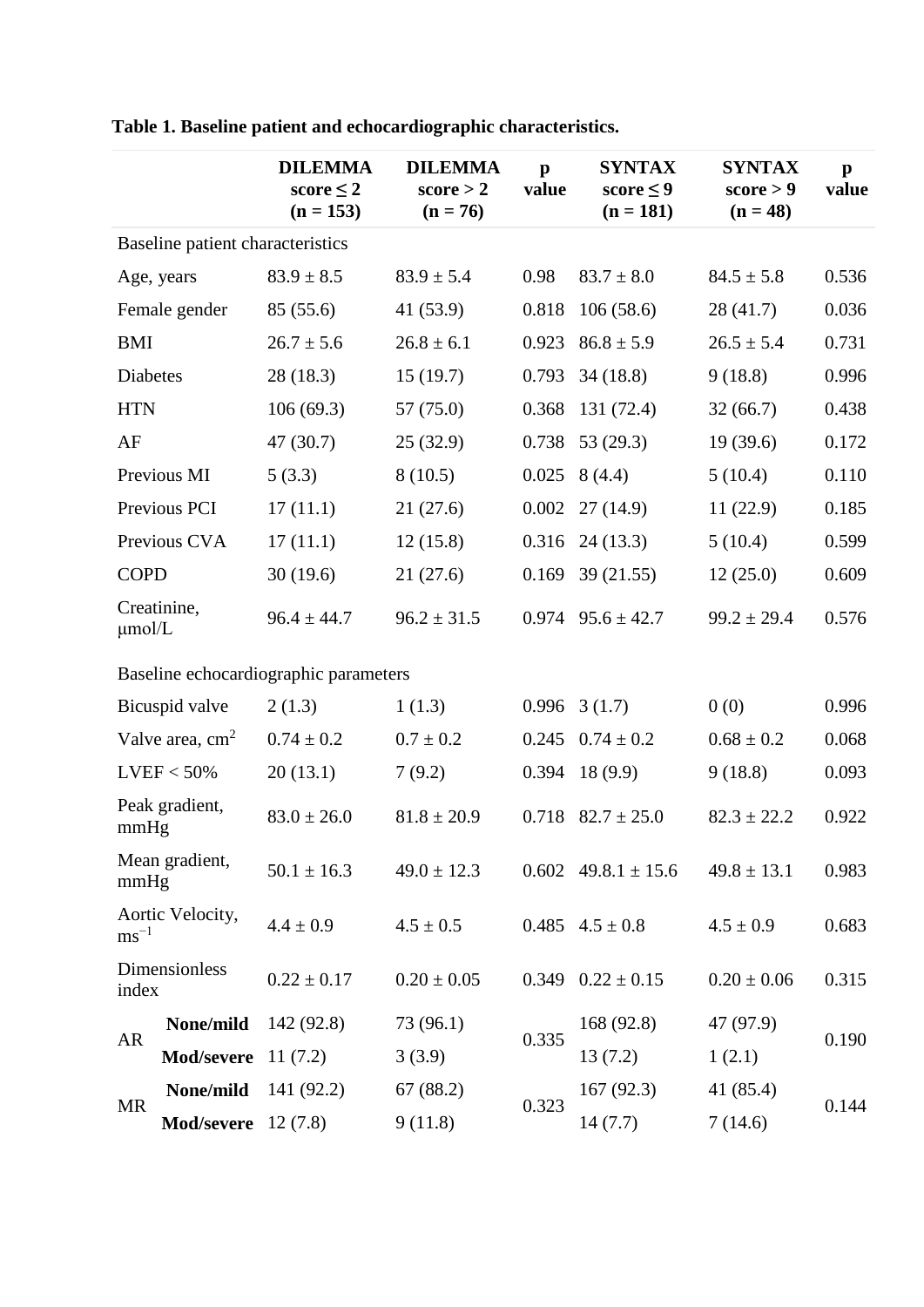**Table 1. Baseline patient and echocardiographic characteristics.**

| | | DILEMMA score ≤ 2 (n = 153) | DILEMMA score > 2 (n = 76) | p value | SYNTAX score ≤ 9 (n = 181) | SYNTAX score > 9 (n = 48) | p value |
|---|---|---|---|---|---|---|---|
| Baseline patient characteristics | | | | | | | |
| Age, years | | 83.9 ± 8.5 | 83.9 ± 5.4 | 0.98 | 83.7 ± 8.0 | 84.5 ± 5.8 | 0.536 |
| Female gender | | 85 (55.6) | 41 (53.9) | 0.818 | 106 (58.6) | 28 (41.7) | 0.036 |
| BMI | | 26.7 ± 5.6 | 26.8 ± 6.1 | 0.923 | 86.8 ± 5.9 | 26.5 ± 5.4 | 0.731 |
| Diabetes | | 28 (18.3) | 15 (19.7) | 0.793 | 34 (18.8) | 9 (18.8) | 0.996 |
| HTN | | 106 (69.3) | 57 (75.0) | 0.368 | 131 (72.4) | 32 (66.7) | 0.438 |
| AF | | 47 (30.7) | 25 (32.9) | 0.738 | 53 (29.3) | 19 (39.6) | 0.172 |
| Previous MI | | 5 (3.3) | 8 (10.5) | 0.025 | 8 (4.4) | 5 (10.4) | 0.110 |
| Previous PCI | | 17 (11.1) | 21 (27.6) | 0.002 | 27 (14.9) | 11 (22.9) | 0.185 |
| Previous CVA | | 17 (11.1) | 12 (15.8) | 0.316 | 24 (13.3) | 5 (10.4) | 0.599 |
| COPD | | 30 (19.6) | 21 (27.6) | 0.169 | 39 (21.55) | 12 (25.0) | 0.609 |
| Creatinine, μmol/L | | 96.4 ± 44.7 | 96.2 ± 31.5 | 0.974 | 95.6 ± 42.7 | 99.2 ± 29.4 | 0.576 |
| Baseline echocardiographic parameters | | | | | | | |
| Bicuspid valve | | 2 (1.3) | 1 (1.3) | 0.996 | 3 (1.7) | 0 (0) | 0.996 |
| Valve area, $cm^2$ | | 0.74 ± 0.2 | 0.7 ± 0.2 | 0.245 | 0.74 ± 0.2 | 0.68 ± 0.2 | 0.068 |
| LVEF < 50% | | 20 (13.1) | 7 (9.2) | 0.394 | 18 (9.9) | 9 (18.8) | 0.093 |
| Peak gradient, mmHg | | 83.0 ± 26.0 | 81.8 ± 20.9 | 0.718 | 82.7 ± 25.0 | 82.3 ± 22.2 | 0.922 |
| Mean gradient, mmHg | | 50.1 ± 16.3 | 49.0 ± 12.3 | 0.602 | 49.8.1 ± 15.6 | 49.8 ± 13.1 | 0.983 |
| Aortic Velocity, $ms^{-1}$ | | 4.4 ± 0.9 | 4.5 ± 0.5 | 0.485 | 4.5 ± 0.8 | 4.5 ± 0.9 | 0.683 |
| Dimensionless index | | 0.22 ± 0.17 | 0.20 ± 0.05 | 0.349 | 0.22 ± 0.15 | 0.20 ± 0.06 | 0.315 |
| AR | **None/mild** | 142 (92.8) | 73 (96.1) | 0.335 | 168 (92.8) | 47 (97.9) | 0.190 |
| | **Mod/severe** | 11 (7.2) | 3 (3.9) | | 13 (7.2) | 1 (2.1) | |
| MR | **None/mild** | 141 (92.2) | 67 (88.2) | 0.323 | 167 (92.3) | 41 (85.4) | 0.144 |
| | **Mod/severe** | 12 (7.8) | 9 (11.8) | | 14 (7.7) | 7 (14.6) | |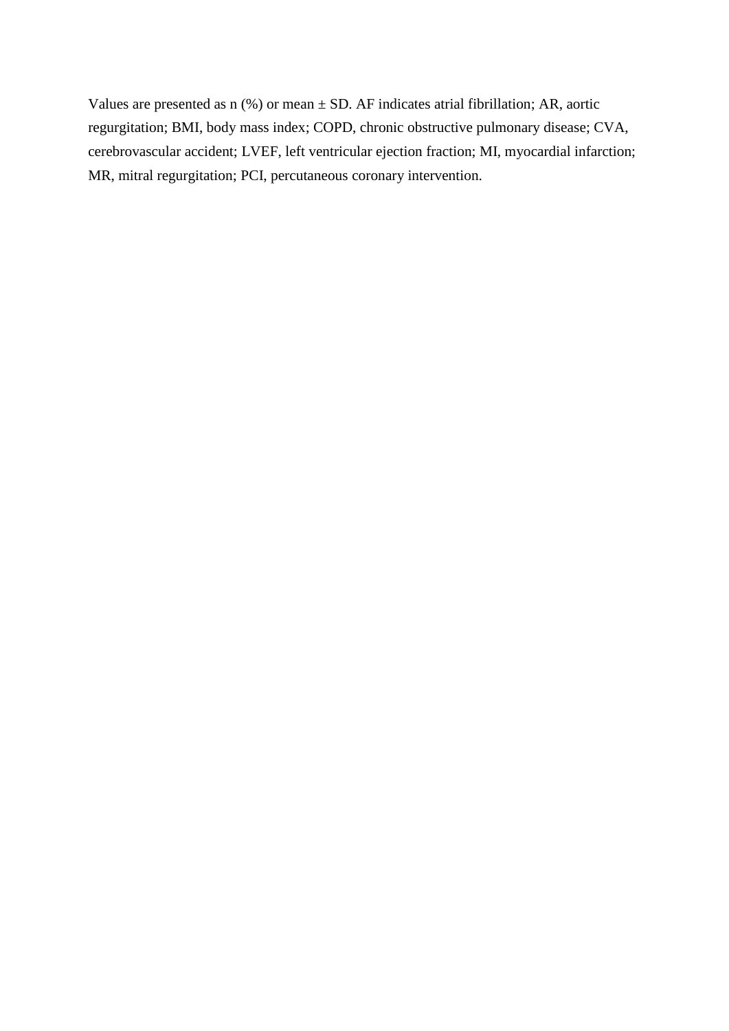Values are presented as n (%) or mean ± SD. AF indicates atrial fibrillation; AR, aortic regurgitation; BMI, body mass index; COPD, chronic obstructive pulmonary disease; CVA, cerebrovascular accident; LVEF, left ventricular ejection fraction; MI, myocardial infarction; MR, mitral regurgitation; PCI, percutaneous coronary intervention.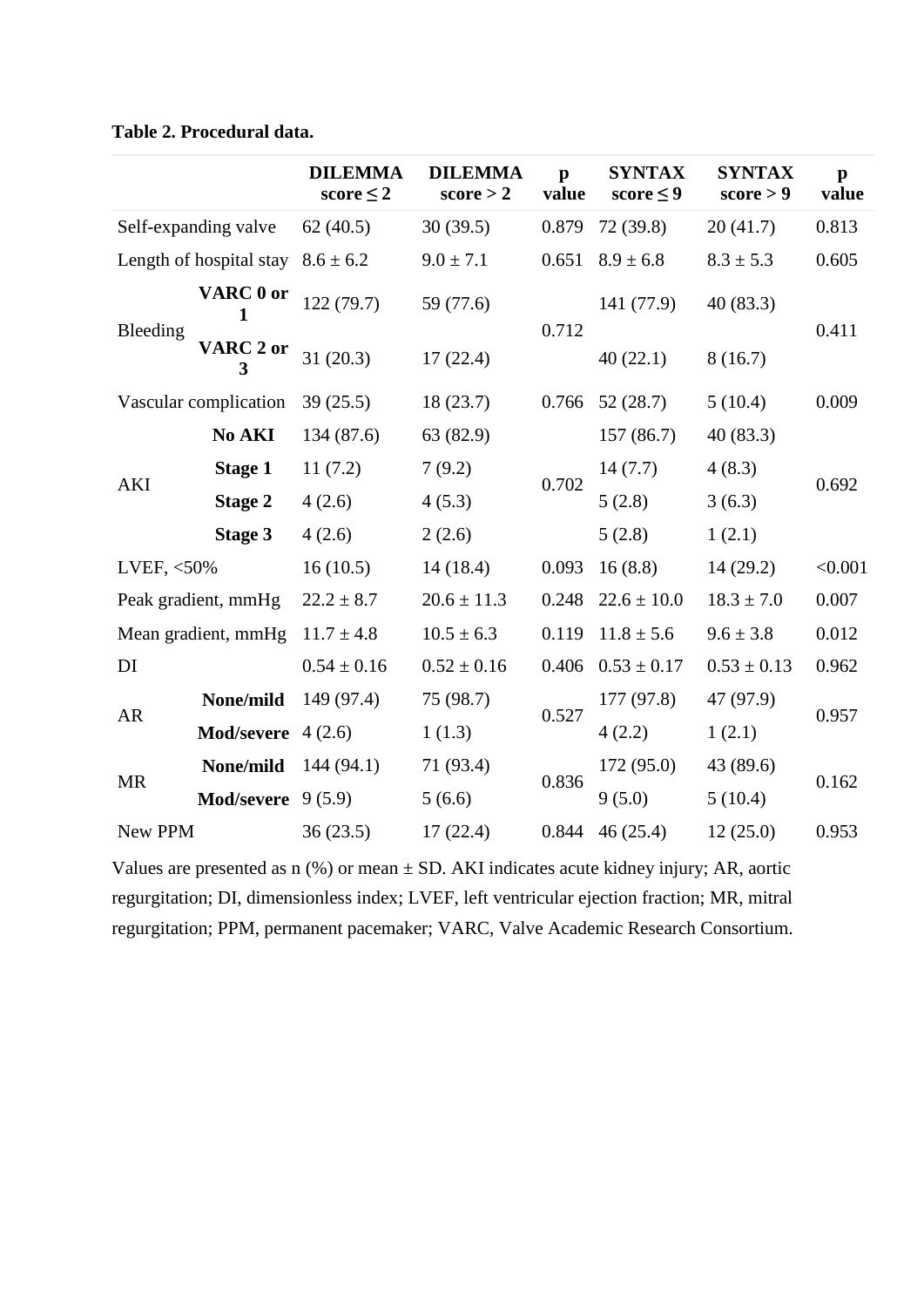**Table 2. Procedural data.**

| | | DILEMMA score ≤ 2 | DILEMMA score > 2 | p value | SYNTAX score ≤ 9 | SYNTAX score > 9 | p value |
|---|---|---|---|---|---|---|---|
| Self-expanding valve | | 62 (40.5) | 30 (39.5) | 0.879 | 72 (39.8) | 20 (41.7) | 0.813 |
| Length of hospital stay | | 8.6 ± 6.2 | 9.0 ± 7.1 | 0.651 | 8.9 ± 6.8 | 8.3 ± 5.3 | 0.605 |
| Bleeding | **VARC 0 or 1** | 122 (79.7) | 59 (77.6) | 0.712 | 141 (77.9) | 40 (83.3) | 0.411 |
| | **VARC 2 or 3** | 31 (20.3) | 17 (22.4) | | 40 (22.1) | 8 (16.7) | |
| Vascular complication | | 39 (25.5) | 18 (23.7) | 0.766 | 52 (28.7) | 5 (10.4) | 0.009 |
| AKI | **No AKI** | 134 (87.6) | 63 (82.9) | 0.702 | 157 (86.7) | 40 (83.3) | 0.692 |
| | **Stage 1** | 11 (7.2) | 7 (9.2) | | 14 (7.7) | 4 (8.3) | |
| | **Stage 2** | 4 (2.6) | 4 (5.3) | | 5 (2.8) | 3 (6.3) | |
| | **Stage 3** | 4 (2.6) | 2 (2.6) | | 5 (2.8) | 1 (2.1) | |
| LVEF, <50% | | 16 (10.5) | 14 (18.4) | 0.093 | 16 (8.8) | 14 (29.2) | <0.001 |
| Peak gradient, mmHg | | 22.2 ± 8.7 | 20.6 ± 11.3 | 0.248 | 22.6 ± 10.0 | 18.3 ± 7.0 | 0.007 |
| Mean gradient, mmHg | | 11.7 ± 4.8 | 10.5 ± 6.3 | 0.119 | 11.8 ± 5.6 | 9.6 ± 3.8 | 0.012 |
| DI | | 0.54 ± 0.16 | 0.52 ± 0.16 | 0.406 | 0.53 ± 0.17 | 0.53 ± 0.13 | 0.962 |
| AR | **None/mild** | 149 (97.4) | 75 (98.7) | 0.527 | 177 (97.8) | 47 (97.9) | 0.957 |
| | **Mod/severe** | 4 (2.6) | 1 (1.3) | | 4 (2.2) | 1 (2.1) | |
| MR | **None/mild** | 144 (94.1) | 71 (93.4) | 0.836 | 172 (95.0) | 43 (89.6) | 0.162 |
| | **Mod/severe** | 9 (5.9) | 5 (6.6) | | 9 (5.0) | 5 (10.4) | |
| New PPM | | 36 (23.5) | 17 (22.4) | 0.844 | 46 (25.4) | 12 (25.0) | 0.953 |

Values are presented as n (%) or mean ± SD. AKI indicates acute kidney injury; AR, aortic regurgitation; DI, dimensionless index; LVEF, left ventricular ejection fraction; MR, mitral regurgitation; PPM, permanent pacemaker; VARC, Valve Academic Research Consortium.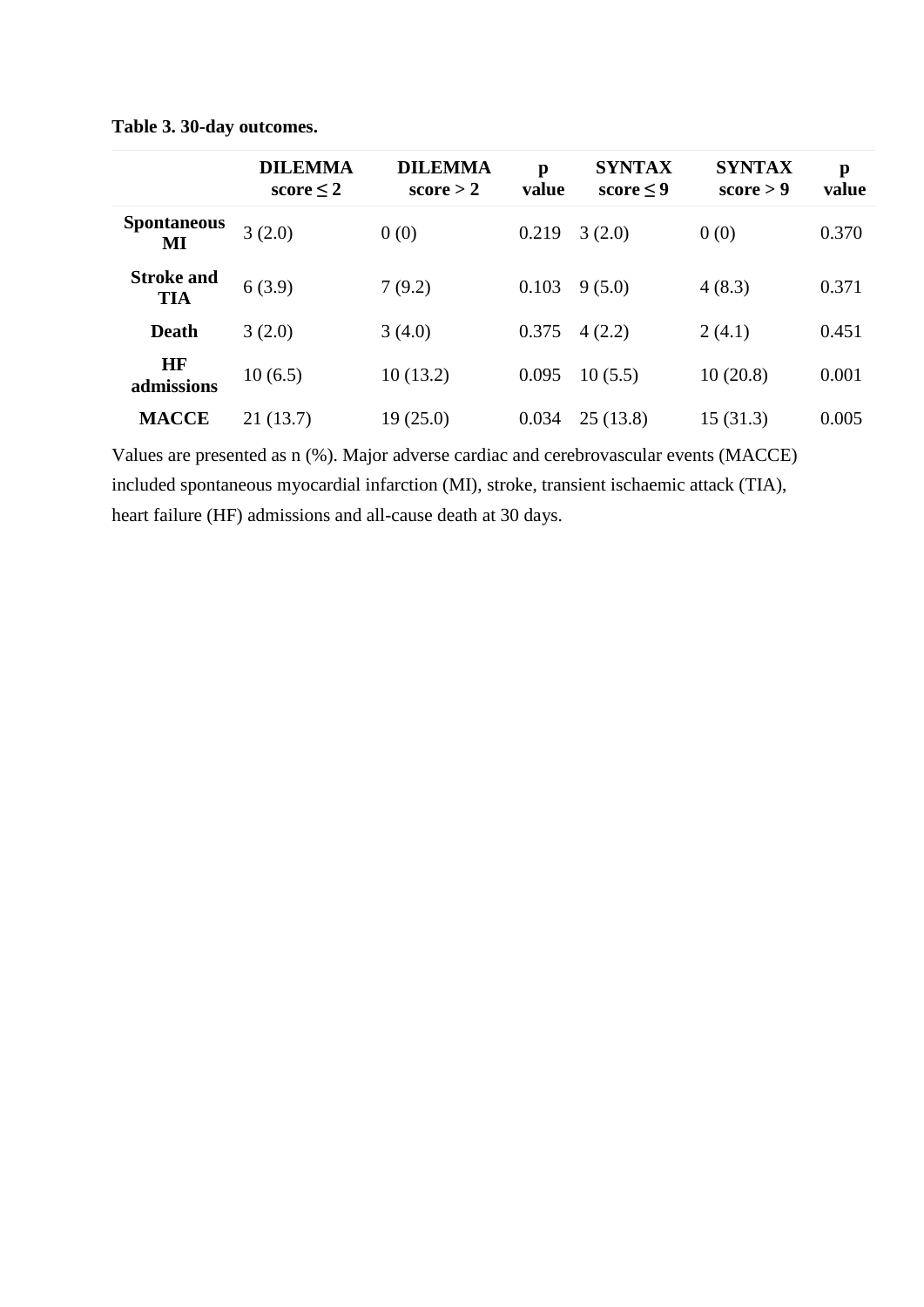**Table 3. 30-day outcomes.**

| | DILEMMA score ≤ 2 | DILEMMA score > 2 | p value | SYNTAX score ≤ 9 | SYNTAX score > 9 | p value |
|---|---|---|---|---|---|---|
| **Spontaneous MI** | 3 (2.0) | 0 (0) | 0.219 | 3 (2.0) | 0 (0) | 0.370 |
| **Stroke and TIA** | 6 (3.9) | 7 (9.2) | 0.103 | 9 (5.0) | 4 (8.3) | 0.371 |
| **Death** | 3 (2.0) | 3 (4.0) | 0.375 | 4 (2.2) | 2 (4.1) | 0.451 |
| **HF admissions** | 10 (6.5) | 10 (13.2) | 0.095 | 10 (5.5) | 10 (20.8) | 0.001 |
| **MACCE** | 21 (13.7) | 19 (25.0) | 0.034 | 25 (13.8) | 15 (31.3) | 0.005 |

Values are presented as n (%). Major adverse cardiac and cerebrovascular events (MACCE) included spontaneous myocardial infarction (MI), stroke, transient ischaemic attack (TIA), heart failure (HF) admissions and all-cause death at 30 days.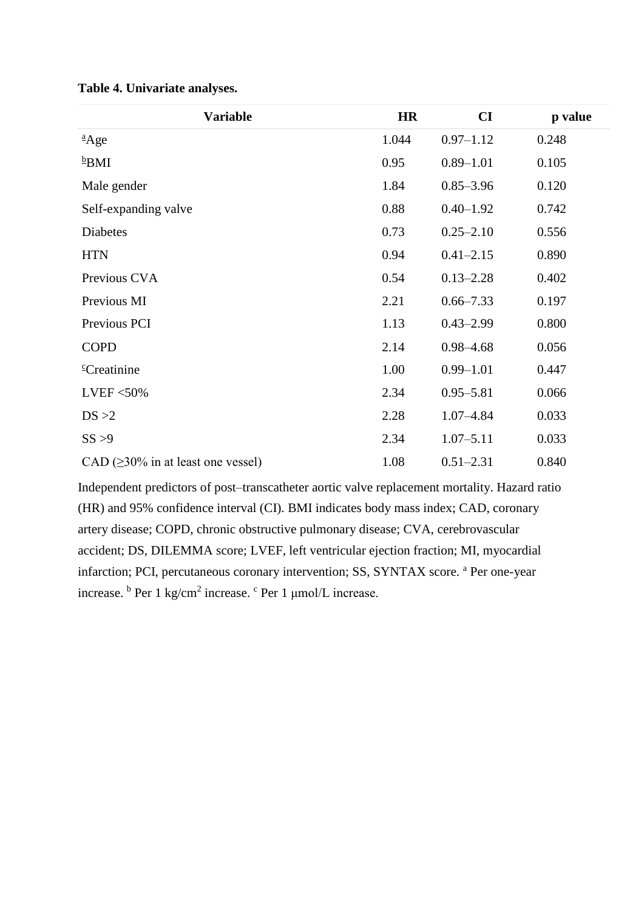**Table 4. Univariate analyses.**

| Variable | HR | CI | p value |
|---|---|---|---|
| [a]Age | 1.044 | 0.97–1.12 | 0.248 |
| [b]BMI | 0.95 | 0.89–1.01 | 0.105 |
| Male gender | 1.84 | 0.85–3.96 | 0.120 |
| Self-expanding valve | 0.88 | 0.40–1.92 | 0.742 |
| Diabetes | 0.73 | 0.25–2.10 | 0.556 |
| HTN | 0.94 | 0.41–2.15 | 0.890 |
| Previous CVA | 0.54 | 0.13–2.28 | 0.402 |
| Previous MI | 2.21 | 0.66–7.33 | 0.197 |
| Previous PCI | 1.13 | 0.43–2.99 | 0.800 |
| COPD | 2.14 | 0.98–4.68 | 0.056 |
| [c]Creatinine | 1.00 | 0.99–1.01 | 0.447 |
| LVEF <50% | 2.34 | 0.95–5.81 | 0.066 |
| DS >2 | 2.28 | 1.07–4.84 | 0.033 |
| SS >9 | 2.34 | 1.07–5.11 | 0.033 |
| CAD (≥30% in at least one vessel) | 1.08 | 0.51–2.31 | 0.840 |

Independent predictors of post–transcatheter aortic valve replacement mortality. Hazard ratio (HR) and 95% confidence interval (CI). BMI indicates body mass index; CAD, coronary artery disease; COPD, chronic obstructive pulmonary disease; CVA, cerebrovascular accident; DS, DILEMMA score; LVEF, left ventricular ejection fraction; MI, myocardial infarction; PCI, percutaneous coronary intervention; SS, SYNTAX score. [a] Per one-year increase. [b] Per 1 kg/cm$^2$ increase. [c] Per 1 μmol/L increase.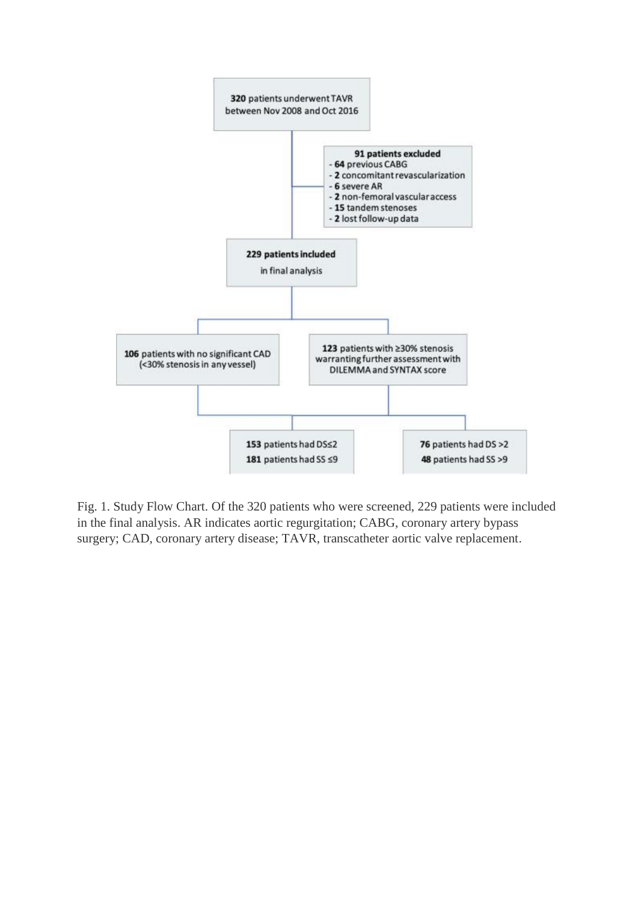320 patients underwent TAVR between Nov 2008 and Oct 2016

**91 patients excluded**
- **64** previous CABG
- **2** concomitant revascularization
- **6** severe AR
- **2** non-femoral vascular access
- **15** tandem stenoses
- **2** lost follow-up data

**229 patients included** in final analysis

**106** patients with no significant CAD (<30% stenosis in any vessel)

**123** patients with ≥30% stenosis warranting further assessment with DILEMMA and SYNTAX score

**153** patients had DS≤2
**181** patients had SS ≤9

**76** patients had DS >2
**48** patients had SS >9

Fig. 1. Study Flow Chart. Of the 320 patients who were screened, 229 patients were included in the final analysis. AR indicates aortic regurgitation; CABG, coronary artery bypass surgery; CAD, coronary artery disease; TAVR, transcatheter aortic valve replacement.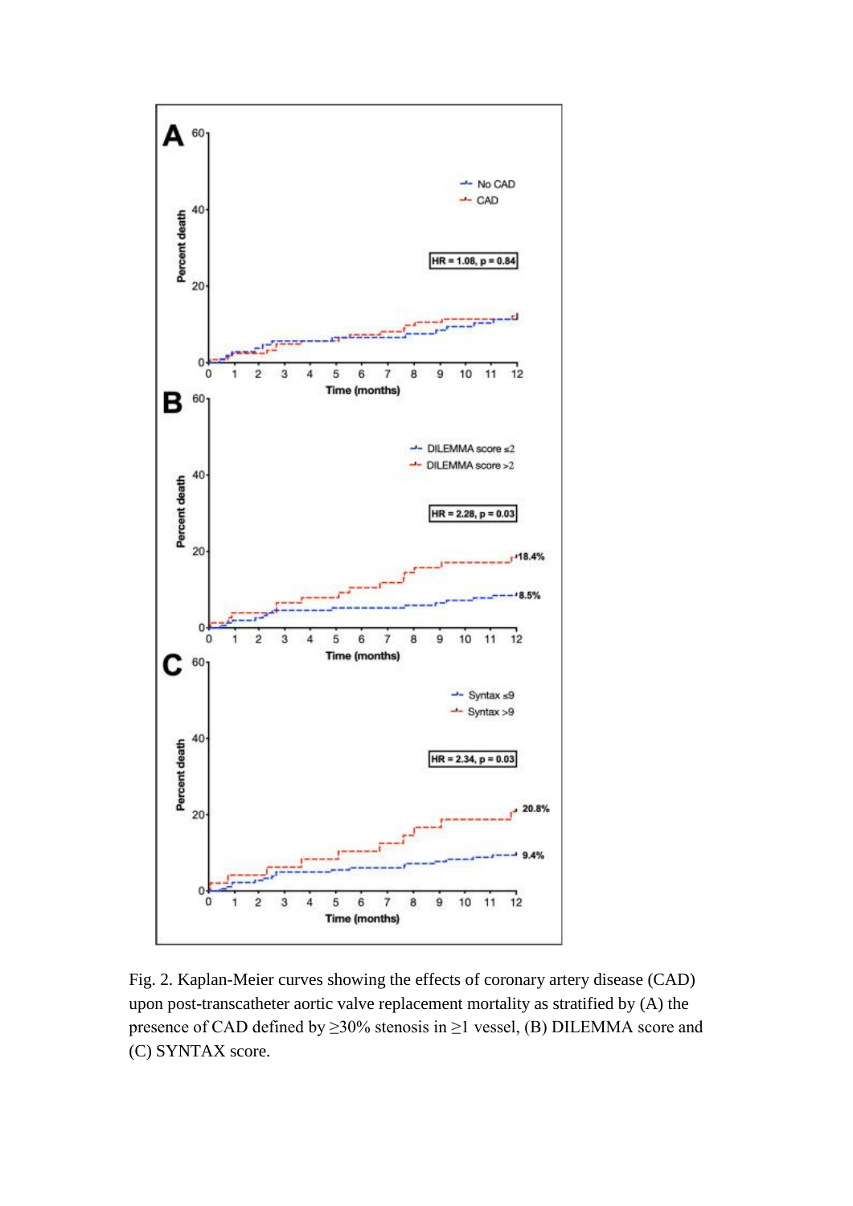Fig. 2. Kaplan-Meier curves showing the effects of coronary artery disease (CAD) upon post-transcatheter aortic valve replacement mortality as stratified by (A) the presence of CAD defined by ≥30% stenosis in ≥1 vessel, (B) DILEMMA score and (C) SYNTAX score.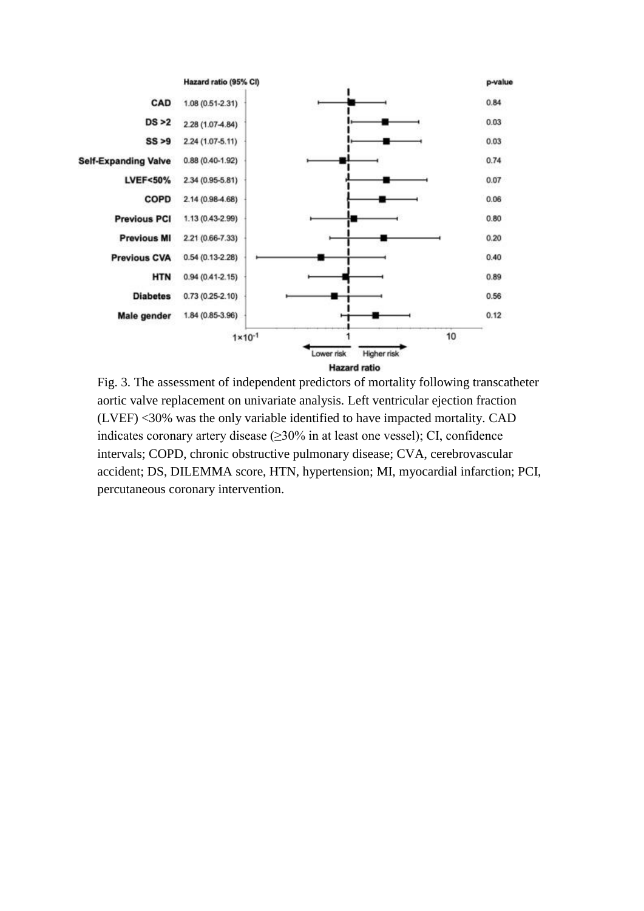Hazard ratio (95% CI)

p-value

CAD 1.08 (0.51-2.31) 0.84

DS >2 2.28 (1.07-4.84) 0.03

SS >9 2.24 (1.07-5.11) 0.03

Self-Expanding Valve 0.88 (0.40-1.92) 0.74

LVEF<50% 2.34 (0.95-5.81) 0.07

COPD 2.14 (0.98-4.68) 0.06

Previous PCI 1.13 (0.43-2.99) 0.80

Previous MI 2.21 (0.66-7.33) 0.20

Previous CVA 0.54 (0.13-2.28) 0.40

HTN 0.94 (0.41-2.15) 0.89

Diabetes 0.73 (0.25-2.10) 0.56

Male gender 1.84 (0.85-3.96) 0.12

$1 \times 10^{-1}$

1

10

Lower risk

Higher risk

Hazard ratio

Fig. 3. The assessment of independent predictors of mortality following transcatheter aortic valve replacement on univariate analysis. Left ventricular ejection fraction (LVEF) <30% was the only variable identified to have impacted mortality. CAD indicates coronary artery disease (≥30% in at least one vessel); CI, confidence intervals; COPD, chronic obstructive pulmonary disease; CVA, cerebrovascular accident; DS, DILEMMA score, HTN, hypertension; MI, myocardial infarction; PCI, percutaneous coronary intervention.